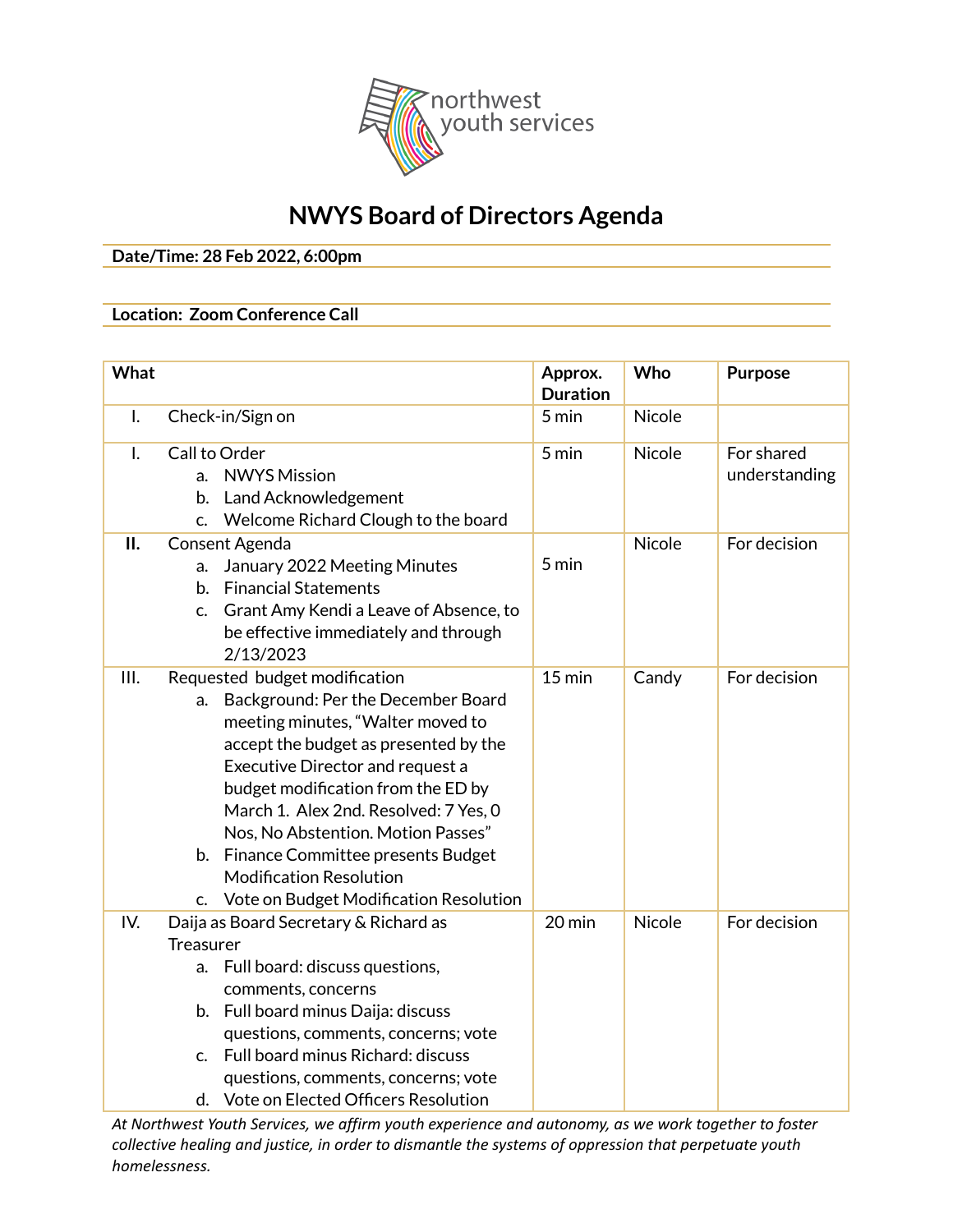northwest youth services

# NWYS Board of Directors Agenda

**Date/Time: 28 Feb 2022, 6:00pm**

**Location: Zoom Conference Call**

| What | Approx. Duration | Who | Purpose |
|---|---|---|---|
| I. Check-in/Sign on | 5 min | Nicole | |
| I. Call to Order<br>a. NWYS Mission<br>b. Land Acknowledgement<br>c. Welcome Richard Clough to the board | 5 min | Nicole | For shared understanding |
| **II.** Consent Agenda<br>a. January 2022 Meeting Minutes<br>b. Financial Statements<br>c. Grant Amy Kendi a Leave of Absence, to be effective immediately and through 2/13/2023 | 5 min | Nicole | For decision |
| III. Requested budget modification<br>a. Background: Per the December Board meeting minutes, "Walter moved to accept the budget as presented by the Executive Director and request a budget modification from the ED by March 1. Alex 2nd. Resolved: 7 Yes, 0 Nos, No Abstention. Motion Passes"<br>b. Finance Committee presents Budget Modification Resolution<br>c. Vote on Budget Modification Resolution | 15 min | Candy | For decision |
| IV. Daija as Board Secretary & Richard as Treasurer<br>a. Full board: discuss questions, comments, concerns<br>b. Full board minus Daija: discuss questions, comments, concerns; vote<br>c. Full board minus Richard: discuss questions, comments, concerns; vote<br>d. Vote on Elected Officers Resolution | 20 min | Nicole | For decision |

*At Northwest Youth Services, we affirm youth experience and autonomy, as we work together to foster collective healing and justice, in order to dismantle the systems of oppression that perpetuate youth homelessness.*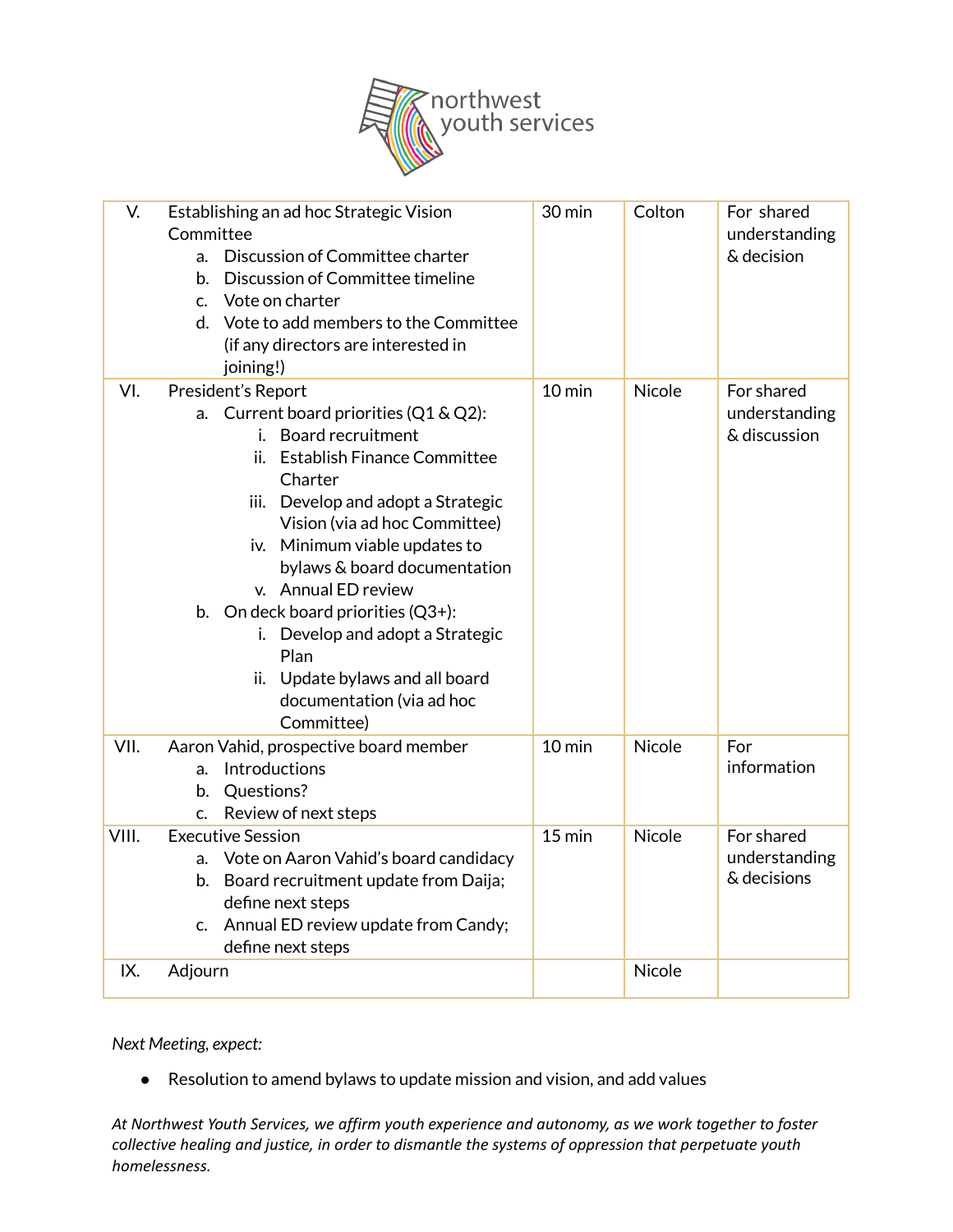| | | | | |
|---|---|---|---|---|
| V. | Establishing an ad hoc Strategic Vision Committee<br>a. Discussion of Committee charter<br>b. Discussion of Committee timeline<br>c. Vote on charter<br>d. Vote to add members to the Committee (if any directors are interested in joining!) | 30 min | Colton | For shared understanding & decision |
| VI. | President's Report<br>a. Current board priorities (Q1 & Q2):<br>i. Board recruitment<br>ii. Establish Finance Committee Charter<br>iii. Develop and adopt a Strategic Vision (via ad hoc Committee)<br>iv. Minimum viable updates to bylaws & board documentation<br>v. Annual ED review<br>b. On deck board priorities (Q3+):<br>i. Develop and adopt a Strategic Plan<br>ii. Update bylaws and all board documentation (via ad hoc Committee) | 10 min | Nicole | For shared understanding & discussion |
| VII. | Aaron Vahid, prospective board member<br>a. Introductions<br>b. Questions?<br>c. Review of next steps | 10 min | Nicole | For information |
| VIII. | Executive Session<br>a. Vote on Aaron Vahid's board candidacy<br>b. Board recruitment update from Daija; define next steps<br>c. Annual ED review update from Candy; define next steps | 15 min | Nicole | For shared understanding & decisions |
| IX. | Adjourn | | Nicole | |

*Next Meeting, expect:*

- Resolution to amend bylaws to update mission and vision, and add values

*At Northwest Youth Services, we affirm youth experience and autonomy, as we work together to foster collective healing and justice, in order to dismantle the systems of oppression that perpetuate youth homelessness.*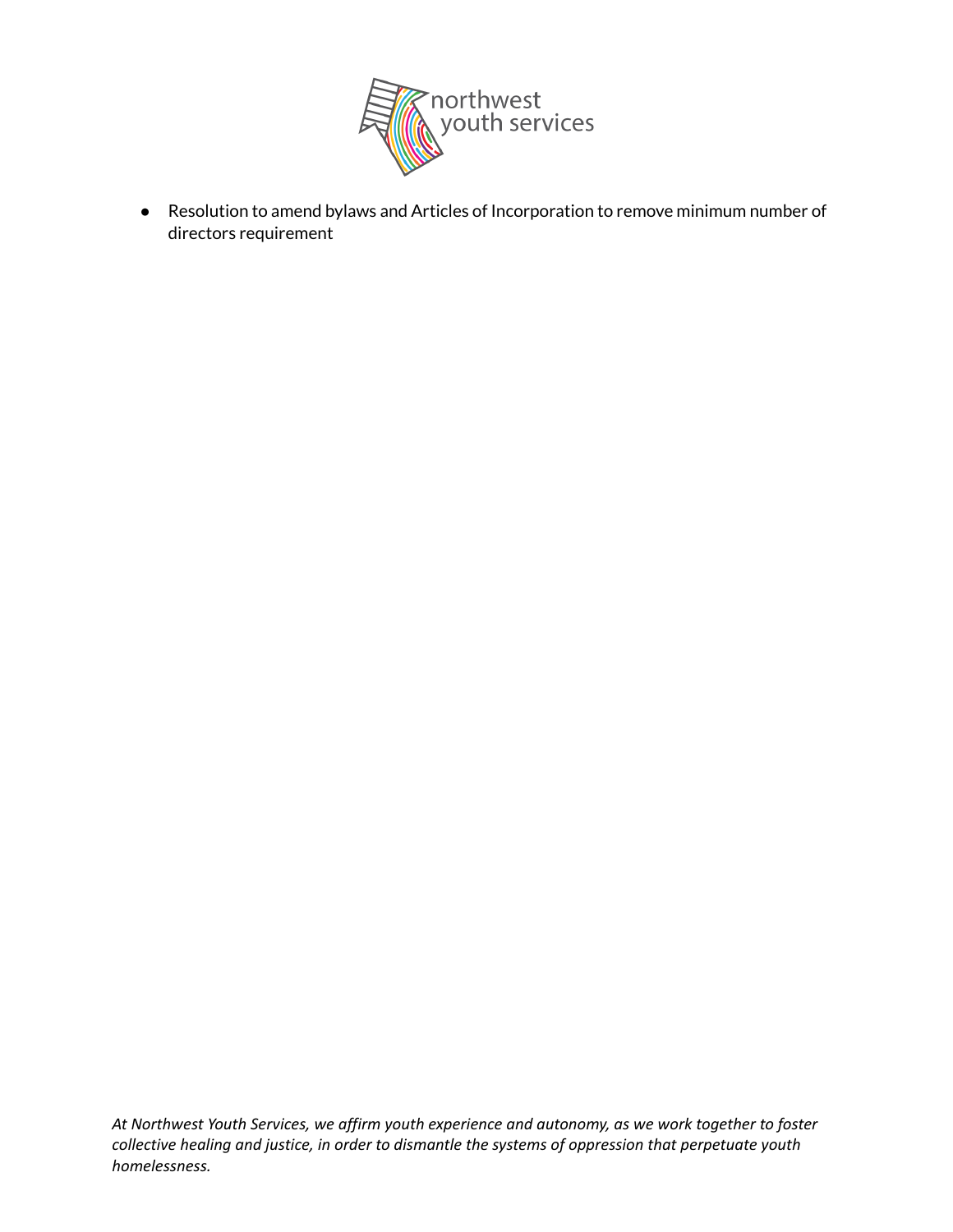- Resolution to amend bylaws and Articles of Incorporation to remove minimum number of directors requirement

*At Northwest Youth Services, we affirm youth experience and autonomy, as we work together to foster collective healing and justice, in order to dismantle the systems of oppression that perpetuate youth homelessness.*